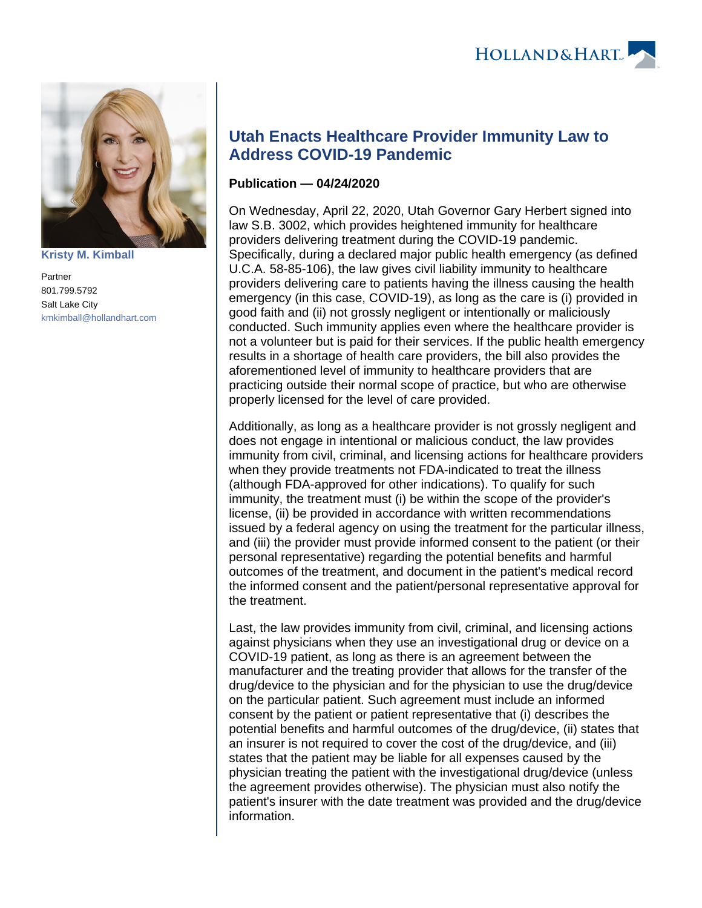Kristy M. Kimball

Partner
801.799.5792
Salt Lake City
kmkimball@hollandhart.com

# Utah Enacts Healthcare Provider Immunity Law to Address COVID-19 Pandemic

**Publication — 04/24/2020**

On Wednesday, April 22, 2020, Utah Governor Gary Herbert signed into law S.B. 3002, which provides heightened immunity for healthcare providers delivering treatment during the COVID-19 pandemic. Specifically, during a declared major public health emergency (as defined U.C.A. 58-85-106), the law gives civil liability immunity to healthcare providers delivering care to patients having the illness causing the health emergency (in this case, COVID-19), as long as the care is (i) provided in good faith and (ii) not grossly negligent or intentionally or maliciously conducted. Such immunity applies even where the healthcare provider is not a volunteer but is paid for their services. If the public health emergency results in a shortage of health care providers, the bill also provides the aforementioned level of immunity to healthcare providers that are practicing outside their normal scope of practice, but who are otherwise properly licensed for the level of care provided.

Additionally, as long as a healthcare provider is not grossly negligent and does not engage in intentional or malicious conduct, the law provides immunity from civil, criminal, and licensing actions for healthcare providers when they provide treatments not FDA-indicated to treat the illness (although FDA-approved for other indications). To qualify for such immunity, the treatment must (i) be within the scope of the provider's license, (ii) be provided in accordance with written recommendations issued by a federal agency on using the treatment for the particular illness, and (iii) the provider must provide informed consent to the patient (or their personal representative) regarding the potential benefits and harmful outcomes of the treatment, and document in the patient's medical record the informed consent and the patient/personal representative approval for the treatment.

Last, the law provides immunity from civil, criminal, and licensing actions against physicians when they use an investigational drug or device on a COVID-19 patient, as long as there is an agreement between the manufacturer and the treating provider that allows for the transfer of the drug/device to the physician and for the physician to use the drug/device on the particular patient. Such agreement must include an informed consent by the patient or patient representative that (i) describes the potential benefits and harmful outcomes of the drug/device, (ii) states that an insurer is not required to cover the cost of the drug/device, and (iii) states that the patient may be liable for all expenses caused by the physician treating the patient with the investigational drug/device (unless the agreement provides otherwise). The physician must also notify the patient's insurer with the date treatment was provided and the drug/device information.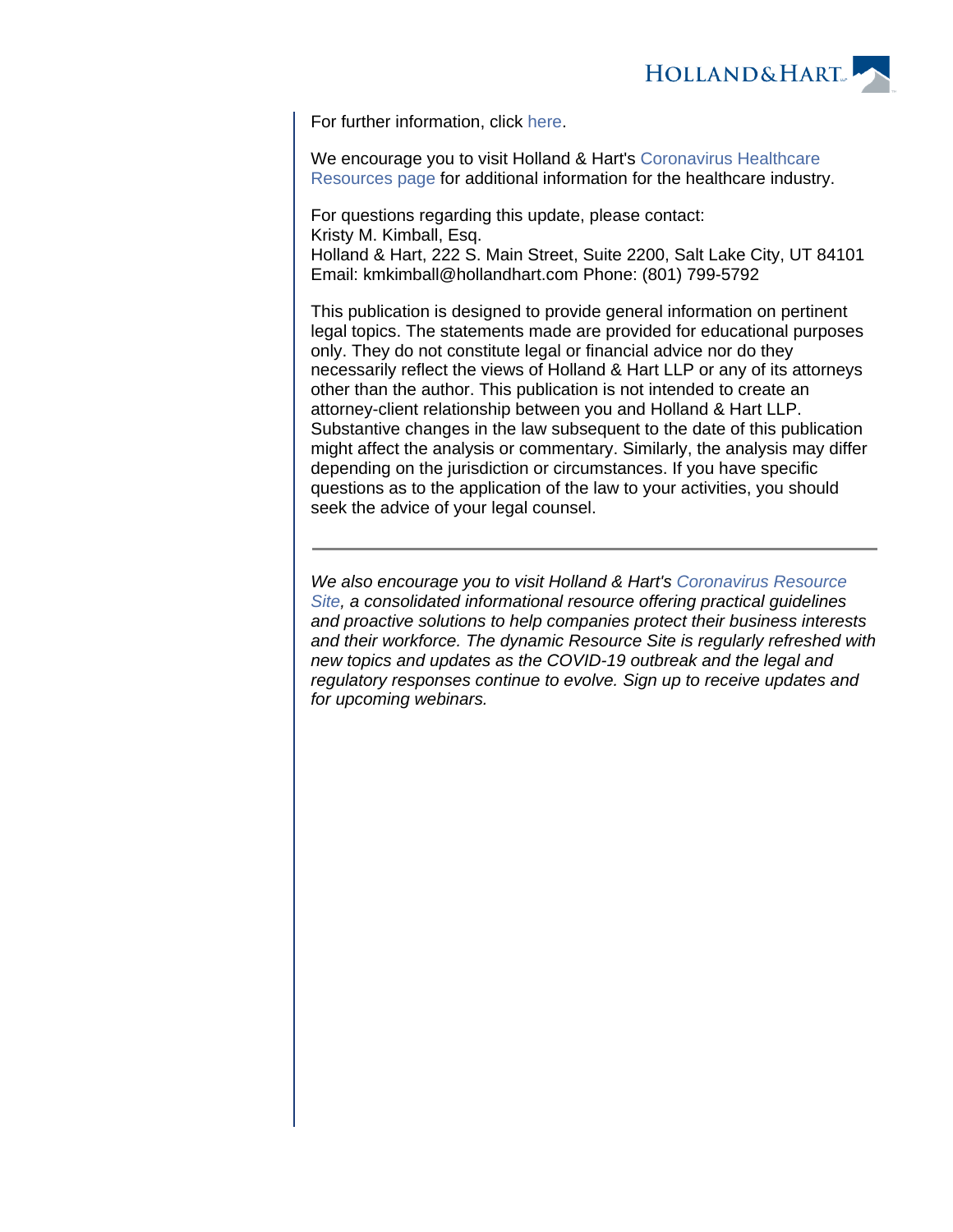For further information, click here.

We encourage you to visit Holland & Hart's Coronavirus Healthcare Resources page for additional information for the healthcare industry.

For questions regarding this update, please contact:
Kristy M. Kimball, Esq.
Holland & Hart, 222 S. Main Street, Suite 2200, Salt Lake City, UT 84101
Email: kmkimball@hollandhart.com Phone: (801) 799-5792

This publication is designed to provide general information on pertinent legal topics. The statements made are provided for educational purposes only. They do not constitute legal or financial advice nor do they necessarily reflect the views of Holland & Hart LLP or any of its attorneys other than the author. This publication is not intended to create an attorney-client relationship between you and Holland & Hart LLP. Substantive changes in the law subsequent to the date of this publication might affect the analysis or commentary. Similarly, the analysis may differ depending on the jurisdiction or circumstances. If you have specific questions as to the application of the law to your activities, you should seek the advice of your legal counsel.

---

*We also encourage you to visit Holland & Hart's Coronavirus Resource Site, a consolidated informational resource offering practical guidelines and proactive solutions to help companies protect their business interests and their workforce. The dynamic Resource Site is regularly refreshed with new topics and updates as the COVID-19 outbreak and the legal and regulatory responses continue to evolve. Sign up to receive updates and for upcoming webinars.*